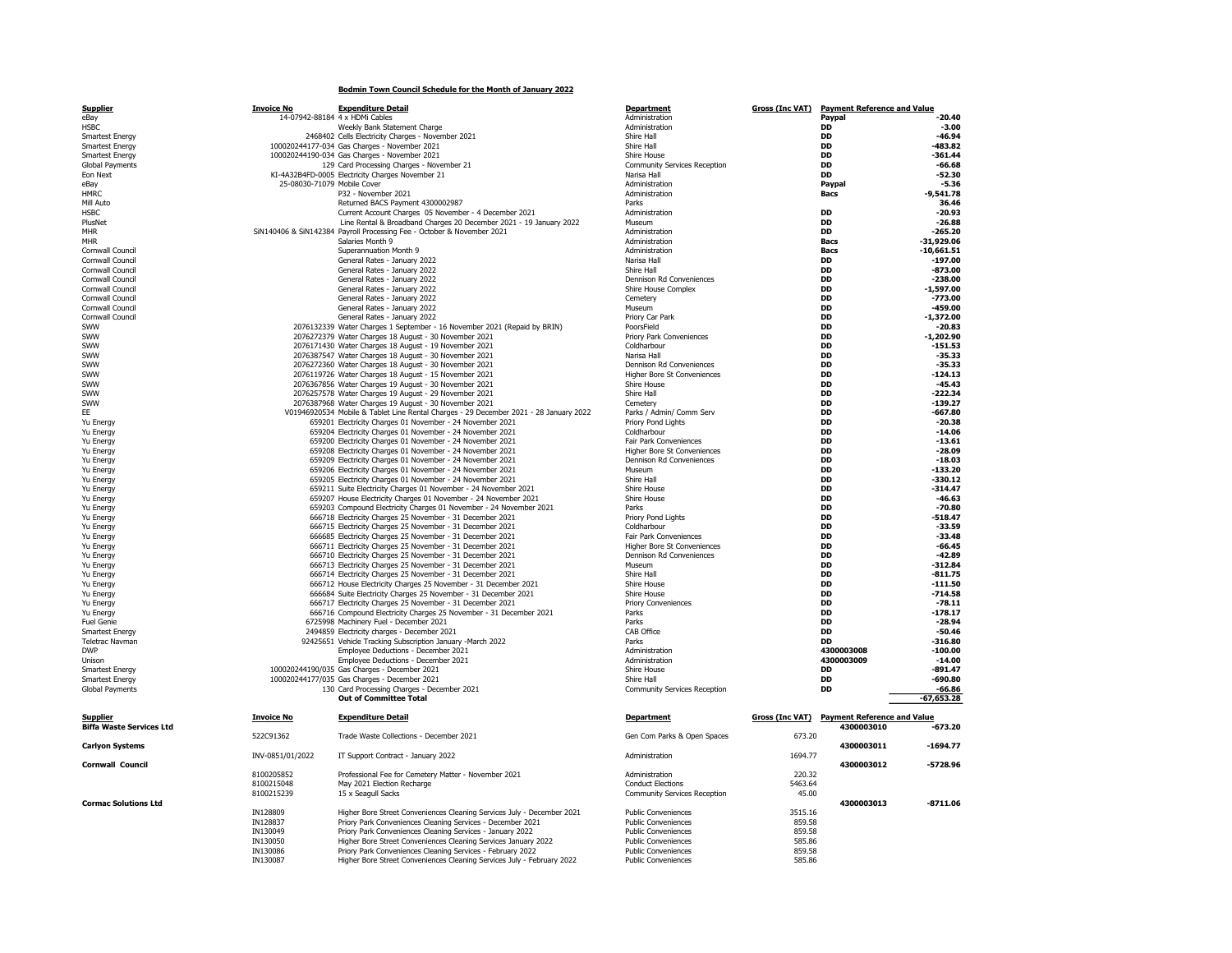**Bodmin Town Council Schedule for the Month of January 2022**

| Supplier | Invoice No | Expenditure Detail | Department | Gross (Inc VAT) | Payment Reference and Value | |
|---|---|---|---|---|---|---|
| eBay | 14-07942-88184 | 4 x HDMi Cables | Administration | | **Paypal** | **-20.40** |
| HSBC | | Weekly Bank Statement Charge | Administration | | **DD** | **-3.00** |
| Smartest Energy | 2468402 | Cells Electricity Charges - November 2021 | Shire Hall | | **DD** | **-46.94** |
| Smartest Energy | 100020244177-034 | Gas Charges - November 2021 | Shire Hall | | **DD** | **-483.82** |
| Smartest Energy | 100020244190-034 | Gas Charges - November 2021 | Shire House | | **DD** | **-361.44** |
| Global Payments | 129 | Card Processing Charges - November 21 | Community Services Reception | | **DD** | **-66.68** |
| Eon Next | KI-4A32B4FD-0005 | Electricity Charges November 21 | Narisa Hall | | **DD** | **-52.30** |
| eBay | 25-08030-71079 | Mobile Cover | Administration | | **Paypal** | **-5.36** |
| HMRC | | P32 - November 2021 | Administration | | **Bacs** | **-9,541.78** |
| Mill Auto | | Returned BACS Payment 4300002987 | Parks | | | **36.46** |
| HSBC | | Current Account Charges 05 November - 4 December 2021 | Administration | | **DD** | **-20.93** |
| PlusNet | | Line Rental & Broadband Charges 20 December 2021 - 19 January 2022 | Museum | | **DD** | **-26.88** |
| MHR | SiN140406 & SiN142384 | Payroll Processing Fee - October & November 2021 | Administration | | **DD** | **-265.20** |
| MHR | | Salaries Month 9 | Administration | | **Bacs** | **-31,929.06** |
| Cornwall Council | | Superannuation Month 9 | Administration | | **Bacs** | **-10,661.51** |
| Cornwall Council | | General Rates - January 2022 | Narisa Hall | | **DD** | **-197.00** |
| Cornwall Council | | General Rates - January 2022 | Shire Hall | | **DD** | **-873.00** |
| Cornwall Council | | General Rates - January 2022 | Dennison Rd Conveniences | | **DD** | **-238.00** |
| Cornwall Council | | General Rates - January 2022 | Shire House Complex | | **DD** | **-1,597.00** |
| Cornwall Council | | General Rates - January 2022 | Cemetery | | **DD** | **-773.00** |
| Cornwall Council | | General Rates - January 2022 | Museum | | **DD** | **-459.00** |
| Cornwall Council | | General Rates - January 2022 | Priory Car Park | | **DD** | **-1,372.00** |
| SWW | 2076132339 | Water Charges 1 September - 16 November 2021 (Repaid by BRIN) | PoorsField | | **DD** | **-20.83** |
| SWW | 2076272379 | Water Charges 18 August - 30 November 2021 | Priory Park Conveniences | | **DD** | **-1,202.90** |
| SWW | 2076171430 | Water Charges 18 August - 19 November 2021 | Coldharbour | | **DD** | **-151.53** |
| SWW | 2076387547 | Water Charges 18 August - 30 November 2021 | Narisa Hall | | **DD** | **-35.33** |
| SWW | 2076272360 | Water Charges 18 August - 30 November 2021 | Dennison Rd Conveniences | | **DD** | **-35.33** |
| SWW | 2076119726 | Water Charges 18 August - 15 November 2021 | Higher Bore St Conveniences | | **DD** | **-124.13** |
| SWW | 2076367856 | Water Charges 19 August - 30 November 2021 | Shire House | | **DD** | **-45.43** |
| SWW | 2076257578 | Water Charges 19 August - 29 November 2021 | Shire Hall | | **DD** | **-222.34** |
| SWW | 2076387968 | Water Charges 19 August - 30 November 2021 | Cemetery | | **DD** | **-139.27** |
| EE | V01946920534 | Mobile & Tablet Line Rental Charges - 29 December 2021 - 28 January 2022 | Parks / Admin/ Comm Serv | | **DD** | **-667.80** |
| Yu Energy | 659201 | Electricity Charges 01 November - 24 November 2021 | Priory Pond Lights | | **DD** | **-20.38** |
| Yu Energy | 659204 | Electricity Charges 01 November - 24 November 2021 | Coldharbour | | **DD** | **-14.06** |
| Yu Energy | 659200 | Electricity Charges 01 November - 24 November 2021 | Fair Park Conveniences | | **DD** | **-13.61** |
| Yu Energy | 659208 | Electricity Charges 01 November - 24 November 2021 | Higher Bore St Conveniences | | **DD** | **-28.09** |
| Yu Energy | 659209 | Electricity Charges 01 November - 24 November 2021 | Dennison Rd Conveniences | | **DD** | **-18.03** |
| Yu Energy | 659206 | Electricity Charges 01 November - 24 November 2021 | Museum | | **DD** | **-133.20** |
| Yu Energy | 659205 | Electricity Charges 01 November - 24 November 2021 | Shire Hall | | **DD** | **-330.12** |
| Yu Energy | 659211 | Suite Electricity Charges 01 November - 24 November 2021 | Shire House | | **DD** | **-314.47** |
| Yu Energy | 659207 | House Electricity Charges 01 November - 24 November 2021 | Shire House | | **DD** | **-46.63** |
| Yu Energy | 659203 | Compound Electricity Charges 01 November - 24 November 2021 | Parks | | **DD** | **-70.80** |
| Yu Energy | 666718 | Electricity Charges 25 November - 31 December 2021 | Priory Pond Lights | | **DD** | **-518.47** |
| Yu Energy | 666715 | Electricity Charges 25 November - 31 December 2021 | Coldharbour | | **DD** | **-33.59** |
| Yu Energy | 666685 | Electricity Charges 25 November - 31 December 2021 | Fair Park Conveniences | | **DD** | **-33.48** |
| Yu Energy | 666711 | Electricity Charges 25 November - 31 December 2021 | Higher Bore St Conveniences | | **DD** | **-66.45** |
| Yu Energy | 666710 | Electricity Charges 25 November - 31 December 2021 | Dennison Rd Conveniences | | **DD** | **-42.89** |
| Yu Energy | 666713 | Electricity Charges 25 November - 31 December 2021 | Museum | | **DD** | **-312.84** |
| Yu Energy | 666714 | Electricity Charges 25 November - 31 December 2021 | Shire Hall | | **DD** | **-811.75** |
| Yu Energy | 666712 | House Electricity Charges 25 November - 31 December 2021 | Shire House | | **DD** | **-111.50** |
| Yu Energy | 666684 | Suite Electricity Charges 25 November - 31 December 2021 | Shire House | | **DD** | **-714.58** |
| Yu Energy | 666717 | Electricity Charges 25 November - 31 December 2021 | Priory Conveniences | | **DD** | **-78.11** |
| Yu Energy | 666716 | Compound Electricity Charges 25 November - 31 December 2021 | Parks | | **DD** | **-178.17** |
| Fuel Genie | 6725998 | Machinery Fuel - December 2021 | Parks | | **DD** | **-28.94** |
| Smartest Energy | 2494859 | Electricity charges - December 2021 | CAB Office | | **DD** | **-50.46** |
| Teletrac Navman | 92425651 | Vehicle Tracking Subscription January -March 2022 | Parks | | **DD** | **-316.80** |
| DWP | | Employee Deductions - December 2021 | Administration | | **4300003008** | **-100.00** |
| Unison | | Employee Deductions - December 2021 | Administration | | **4300003009** | **-14.00** |
| Smartest Energy | 100020244190/035 | Gas Charges - December 2021 | Shire House | | **DD** | **-891.47** |
| Smartest Energy | 100020244177/035 | Gas Charges - December 2021 | Shire Hall | | **DD** | **-690.80** |
| Global Payments | 130 | Card Processing Charges - December 2021 | Community Services Reception | | **DD** | **-66.86** |
| | | **Out of Committee Total** | | | | **-67,653.28** |

| Supplier | Invoice No | Expenditure Detail | Department | Gross (Inc VAT) | Payment Reference and Value | |
|---|---|---|---|---|---|---|
| **Biffa Waste Services Ltd** | | | | | **4300003010** | **-673.20** |
| | 522C91362 | Trade Waste Collections - December 2021 | Gen Com Parks & Open Spaces | 673.20 | | |
| **Carlyon Systems** | | | | | **4300003011** | **-1694.77** |
| | INV-0851/01/2022 | IT Support Contract - January 2022 | Administration | 1694.77 | | |
| **Cornwall Council** | | | | | **4300003012** | **-5728.96** |
| | 8100205852 | Professional Fee for Cemetery Matter - November 2021 | Administration | 220.32 | | |
| | 8100215048 | May 2021 Election Recharge | Conduct Elections | 5463.64 | | |
| | 8100215239 | 15 x Seagull Sacks | Community Services Reception | 45.00 | | |
| **Cormac Solutions Ltd** | | | | | **4300003013** | **-8711.06** |
| | IN128809 | Higher Bore Street Conveniences Cleaning Services July - December 2021 | Public Conveniences | 3515.16 | | |
| | IN128837 | Priory Park Conveniences Cleaning Services - December 2021 | Public Conveniences | 859.58 | | |
| | IN130049 | Priory Park Conveniences Cleaning Services - January 2022 | Public Conveniences | 859.58 | | |
| | IN130050 | Higher Bore Street Conveniences Cleaning Services January 2022 | Public Conveniences | 585.86 | | |
| | IN130086 | Priory Park Conveniences Cleaning Services - February 2022 | Public Conveniences | 859.58 | | |
| | IN130087 | Higher Bore Street Conveniences Cleaning Services July - February 2022 | Public Conveniences | 585.86 | | |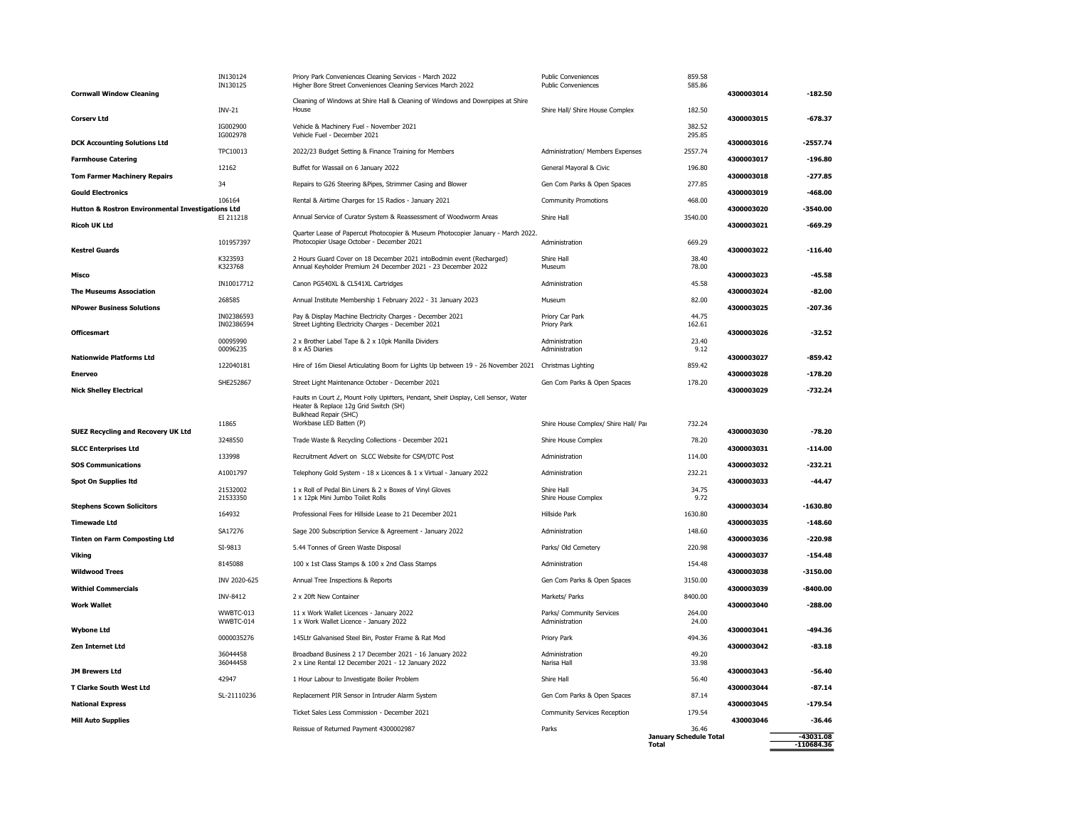| | | | | | | |
|---|---|---|---|---|---|---|
| | IN130124 | Priory Park Conveniences Cleaning Services - March 2022 | Public Conveniences | 859.58 | | |
| | IN130125 | Higher Bore Street Conveniences Cleaning Services March 2022 | Public Conveniences | 585.86 | | |
| **Cornwall Window Cleaning** | | | | | 4300003014 | -182.50 |
| | INV-21 | Cleaning of Windows at Shire Hall & Cleaning of Windows and Downpipes at Shire House | Shire Hall/ Shire House Complex | 182.50 | | |
| **Corserv Ltd** | | | | | 4300003015 | -678.37 |
| | IG002900 | Vehicle & Machinery Fuel - November 2021 | | 382.52 | | |
| | IG002978 | Vehicle Fuel - December 2021 | | 295.85 | | |
| **DCK Accounting Solutions Ltd** | | | | | 4300003016 | -2557.74 |
| | TPC10013 | 2022/23 Budget Setting & Finance Training for Members | Administration/ Members Expenses | 2557.74 | | |
| **Farmhouse Catering** | | | | | 4300003017 | -196.80 |
| | 12162 | Buffet for Wassail on 6 January 2022 | General Mayoral & Civic | 196.80 | | |
| **Tom Farmer Machinery Repairs** | | | | | 4300003018 | -277.85 |
| | 34 | Repairs to G26 Steering &Pipes, Strimmer Casing and Blower | Gen Com Parks & Open Spaces | 277.85 | | |
| **Gould Electronics** | | | | | 4300003019 | -468.00 |
| | 106164 | Rental & Airtime Charges for 15 Radios - January 2021 | Community Promotions | 468.00 | | |
| **Hutton & Rostron Environmental Investigations Ltd** | | | | | 4300003020 | -3540.00 |
| | EI 211218 | Annual Service of Curator System & Reassessment of Woodworm Areas | Shire Hall | 3540.00 | | |
| **Ricoh UK Ltd** | | | | | 4300003021 | -669.29 |
| | 101957397 | Quarter Lease of Papercut Photocopier & Museum Photocopier January - March 2022. Photocopier Usage October - December 2021 | Administration | 669.29 | | |
| **Kestrel Guards** | | | | | 4300003022 | -116.40 |
| | K323593 | 2 Hours Guard Cover on 18 December 2021 intoBodmin event (Recharged) | Shire Hall | 38.40 | | |
| | K323768 | Annual Keyholder Premium 24 December 2021 - 23 December 2022 | Museum | 78.00 | | |
| **Misco** | | | | | 4300003023 | -45.58 |
| | IN10017712 | Canon PG540XL & CL541XL Cartridges | Administration | 45.58 | | |
| **The Museums Association** | | | | | 4300003024 | -82.00 |
| | 268585 | Annual Institute Membership 1 February 2022 - 31 January 2023 | Museum | 82.00 | | |
| **NPower Business Solutions** | | | | | 4300003025 | -207.36 |
| | IN02386593 | Pay & Display Machine Electricity Charges - December 2021 | Priory Car Park | 44.75 | | |
| | IN02386594 | Street Lighting Electricity Charges - December 2021 | Priory Park | 162.61 | | |
| **Officesmart** | | | | | 4300003026 | -32.52 |
| | 00095990 | 2 x Brother Label Tape & 2 x 10pk Manilla Dividers | Administration | 23.40 | | |
| | 00096235 | 8 x A5 Diaries | Administration | 9.12 | | |
| **Nationwide Platforms Ltd** | | | | | 4300003027 | -859.42 |
| | 122040181 | Hire of 16m Diesel Articulating Boom for Lights Up between 19 - 26 November 2021 | Christmas Lighting | 859.42 | | |
| **Enerveo** | | | | | 4300003028 | -178.20 |
| | SHE252867 | Street Light Maintenance October - December 2021 | Gen Com Parks & Open Spaces | 178.20 | | |
| **Nick Shelley Electrical** | | | | | 4300003029 | -732.24 |
| | 11865 | Faults in Court 2, Mount Folly Uplifters, Pendant, Shelf Display, Cell Sensor, Water Heater & Replace 12g Grid Switch (SH) Bulkhead Repair (SHC) Workbase LED Batten (P) | Shire House Complex/ Shire Hall/ Par | 732.24 | | |
| **SUEZ Recycling and Recovery UK Ltd** | | | | | 4300003030 | -78.20 |
| | 3248550 | Trade Waste & Recycling Collections - December 2021 | Shire House Complex | 78.20 | | |
| **SLCC Enterprises Ltd** | | | | | 4300003031 | -114.00 |
| | 133998 | Recruitment Advert on SLCC Website for CSM/DTC Post | Administration | 114.00 | | |
| **SOS Communications** | | | | | 4300003032 | -232.21 |
| | A1001797 | Telephony Gold System - 18 x Licences & 1 x Virtual - January 2022 | Administration | 232.21 | | |
| **Spot On Supplies ltd** | | | | | 4300003033 | -44.47 |
| | 21532002 | 1 x Roll of Pedal Bin Liners & 2 x Boxes of Vinyl Gloves | Shire Hall | 34.75 | | |
| | 21533350 | 1 x 12pk Mini Jumbo Toilet Rolls | Shire House Complex | 9.72 | | |
| **Stephens Scown Solicitors** | | | | | 4300003034 | -1630.80 |
| | 164932 | Professional Fees for Hillside Lease to 21 December 2021 | Hillside Park | 1630.80 | | |
| **Timewade Ltd** | | | | | 4300003035 | -148.60 |
| | SA17276 | Sage 200 Subscription Service & Agreement - January 2022 | Administration | 148.60 | | |
| **Tinten on Farm Composting Ltd** | | | | | 4300003036 | -220.98 |
| | SI-9813 | 5.44 Tonnes of Green Waste Disposal | Parks/ Old Cemetery | 220.98 | | |
| **Viking** | | | | | 4300003037 | -154.48 |
| | 8145088 | 100 x 1st Class Stamps & 100 x 2nd Class Stamps | Administration | 154.48 | | |
| **Wildwood Trees** | | | | | 4300003038 | -3150.00 |
| | INV 2020-625 | Annual Tree Inspections & Reports | Gen Com Parks & Open Spaces | 3150.00 | | |
| **Withiel Commercials** | | | | | 4300003039 | -8400.00 |
| | INV-8412 | 2 x 20ft New Container | Markets/ Parks | 8400.00 | | |
| **Work Wallet** | | | | | 4300003040 | -288.00 |
| | WWBTC-013 | 11 x Work Wallet Licences - January 2022 | Parks/ Community Services | 264.00 | | |
| | WWBTC-014 | 1 x Work Wallet Licence - January 2022 | Administration | 24.00 | | |
| **Wybone Ltd** | | | | | 4300003041 | -494.36 |
| | 0000035276 | 145Ltr Galvanised Steel Bin, Poster Frame & Rat Mod | Priory Park | 494.36 | | |
| **Zen Internet Ltd** | | | | | 4300003042 | -83.18 |
| | 36044458 | Broadband Business 2 17 December 2021 - 16 January 2022 | Administration | 49.20 | | |
| | 36044458 | 2 x Line Rental 12 December 2021 - 12 January 2022 | Narisa Hall | 33.98 | | |
| **JM Brewers Ltd** | | | | | 4300003043 | -56.40 |
| | 42947 | 1 Hour Labour to Investigate Boiler Problem | Shire Hall | 56.40 | | |
| **T Clarke South West Ltd** | | | | | 4300003044 | -87.14 |
| | SL-21110236 | Replacement PIR Sensor in Intruder Alarm System | Gen Com Parks & Open Spaces | 87.14 | | |
| **National Express** | | | | | 4300003045 | -179.54 |
| | | Ticket Sales Less Commission - December 2021 | Community Services Reception | 179.54 | | |
| **Mill Auto Supplies** | | | | | 430003046 | -36.46 |
| | | Reissue of Returned Payment 4300002987 | Parks | 36.46 | | |
| | | | | **January Schedule Total** | | -43031.08 |
| | | | | **Total** | | -110684.36 |